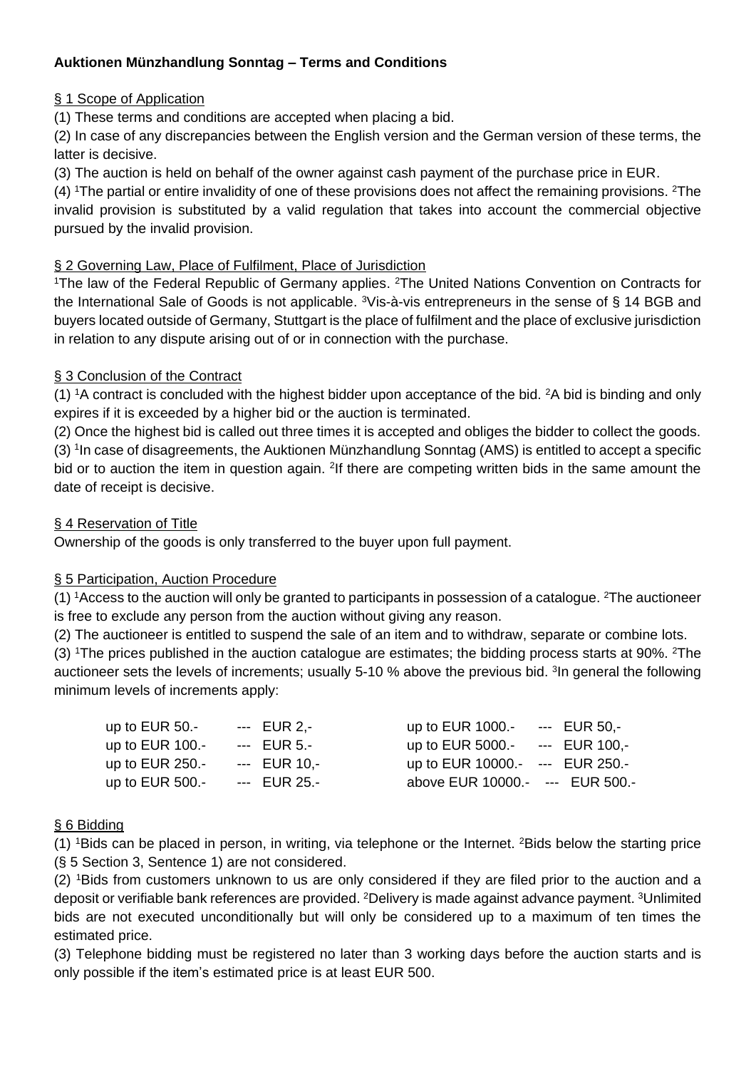**Auktionen Münzhandlung Sonntag – Terms and Conditions**

§ 1 Scope of Application

(1) These terms and conditions are accepted when placing a bid.

(2) In case of any discrepancies between the English version and the German version of these terms, the latter is decisive.

(3) The auction is held on behalf of the owner against cash payment of the purchase price in EUR.

(4) [1]The partial or entire invalidity of one of these provisions does not affect the remaining provisions. [2]The invalid provision is substituted by a valid regulation that takes into account the commercial objective pursued by the invalid provision.

§ 2 Governing Law, Place of Fulfilment, Place of Jurisdiction

[1]The law of the Federal Republic of Germany applies. [2]The United Nations Convention on Contracts for the International Sale of Goods is not applicable. [3]Vis-à-vis entrepreneurs in the sense of § 14 BGB and buyers located outside of Germany, Stuttgart is the place of fulfilment and the place of exclusive jurisdiction in relation to any dispute arising out of or in connection with the purchase.

§ 3 Conclusion of the Contract

(1) [1]A contract is concluded with the highest bidder upon acceptance of the bid. [2]A bid is binding and only expires if it is exceeded by a higher bid or the auction is terminated.

(2) Once the highest bid is called out three times it is accepted and obliges the bidder to collect the goods.

(3) [1]In case of disagreements, the Auktionen Münzhandlung Sonntag (AMS) is entitled to accept a specific bid or to auction the item in question again. [2]If there are competing written bids in the same amount the date of receipt is decisive.

§ 4 Reservation of Title

Ownership of the goods is only transferred to the buyer upon full payment.

§ 5 Participation, Auction Procedure

(1) [1]Access to the auction will only be granted to participants in possession of a catalogue. [2]The auctioneer is free to exclude any person from the auction without giving any reason.

(2) The auctioneer is entitled to suspend the sale of an item and to withdraw, separate or combine lots.

(3) [1]The prices published in the auction catalogue are estimates; the bidding process starts at 90%. [2]The auctioneer sets the levels of increments; usually 5-10 % above the previous bid. [3]In general the following minimum levels of increments apply:

| | | | |
|---|---|---|---|
| up to EUR 50.- | --- EUR 2,- | up to EUR 1000.- | --- EUR 50,- |
| up to EUR 100.- | --- EUR 5.- | up to EUR 5000.- | --- EUR 100,- |
| up to EUR 250.- | --- EUR 10,- | up to EUR 10000.- | --- EUR 250.- |
| up to EUR 500.- | --- EUR 25.- | above EUR 10000.- | --- EUR 500.- |

§ 6 Bidding

(1) [1]Bids can be placed in person, in writing, via telephone or the Internet. [2]Bids below the starting price (§ 5 Section 3, Sentence 1) are not considered.

(2) [1]Bids from customers unknown to us are only considered if they are filed prior to the auction and a deposit or verifiable bank references are provided. [2]Delivery is made against advance payment. [3]Unlimited bids are not executed unconditionally but will only be considered up to a maximum of ten times the estimated price.

(3) Telephone bidding must be registered no later than 3 working days before the auction starts and is only possible if the item's estimated price is at least EUR 500.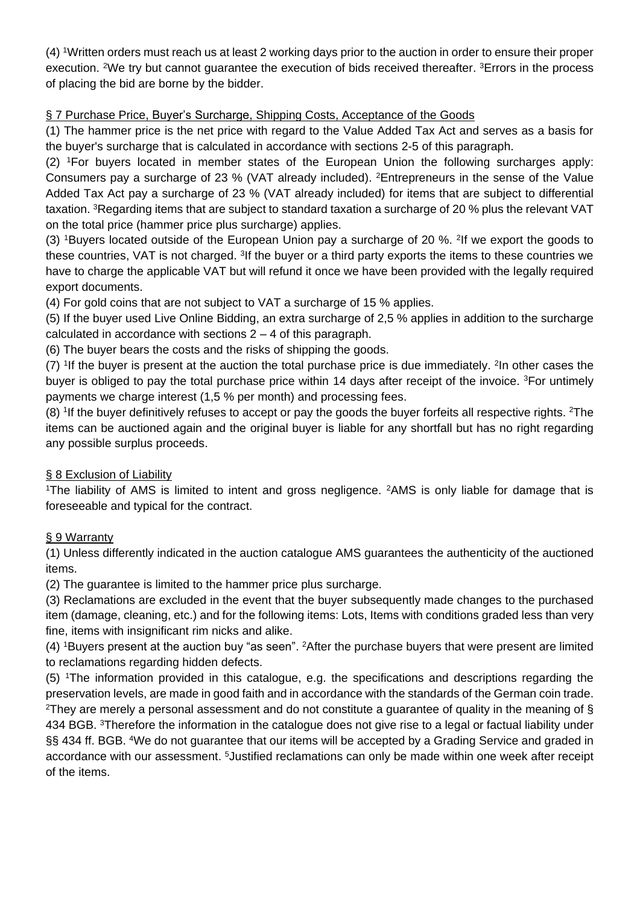(4) [1]Written orders must reach us at least 2 working days prior to the auction in order to ensure their proper execution. [2]We try but cannot guarantee the execution of bids received thereafter. [3]Errors in the process of placing the bid are borne by the bidder.

§ 7 Purchase Price, Buyer's Surcharge, Shipping Costs, Acceptance of the Goods

(1) The hammer price is the net price with regard to the Value Added Tax Act and serves as a basis for the buyer's surcharge that is calculated in accordance with sections 2-5 of this paragraph.

(2) [1]For buyers located in member states of the European Union the following surcharges apply: Consumers pay a surcharge of 23 % (VAT already included). [2]Entrepreneurs in the sense of the Value Added Tax Act pay a surcharge of 23 % (VAT already included) for items that are subject to differential taxation. [3]Regarding items that are subject to standard taxation a surcharge of 20 % plus the relevant VAT on the total price (hammer price plus surcharge) applies.

(3) [1]Buyers located outside of the European Union pay a surcharge of 20 %. [2]If we export the goods to these countries, VAT is not charged. [3]If the buyer or a third party exports the items to these countries we have to charge the applicable VAT but will refund it once we have been provided with the legally required export documents.

(4) For gold coins that are not subject to VAT a surcharge of 15 % applies.

(5) If the buyer used Live Online Bidding, an extra surcharge of 2,5 % applies in addition to the surcharge calculated in accordance with sections 2 – 4 of this paragraph.

(6) The buyer bears the costs and the risks of shipping the goods.

(7) [1]If the buyer is present at the auction the total purchase price is due immediately. [2]In other cases the buyer is obliged to pay the total purchase price within 14 days after receipt of the invoice. [3]For untimely payments we charge interest (1,5 % per month) and processing fees.

(8) [1]If the buyer definitively refuses to accept or pay the goods the buyer forfeits all respective rights. [2]The items can be auctioned again and the original buyer is liable for any shortfall but has no right regarding any possible surplus proceeds.

§ 8 Exclusion of Liability

[1]The liability of AMS is limited to intent and gross negligence. [2]AMS is only liable for damage that is foreseeable and typical for the contract.

§ 9 Warranty

(1) Unless differently indicated in the auction catalogue AMS guarantees the authenticity of the auctioned items.

(2) The guarantee is limited to the hammer price plus surcharge.

(3) Reclamations are excluded in the event that the buyer subsequently made changes to the purchased item (damage, cleaning, etc.) and for the following items: Lots, Items with conditions graded less than very fine, items with insignificant rim nicks and alike.

(4) [1]Buyers present at the auction buy "as seen". [2]After the purchase buyers that were present are limited to reclamations regarding hidden defects.

(5) [1]The information provided in this catalogue, e.g. the specifications and descriptions regarding the preservation levels, are made in good faith and in accordance with the standards of the German coin trade. [2]They are merely a personal assessment and do not constitute a guarantee of quality in the meaning of § 434 BGB. [3]Therefore the information in the catalogue does not give rise to a legal or factual liability under §§ 434 ff. BGB. [4]We do not guarantee that our items will be accepted by a Grading Service and graded in accordance with our assessment. [5]Justified reclamations can only be made within one week after receipt of the items.